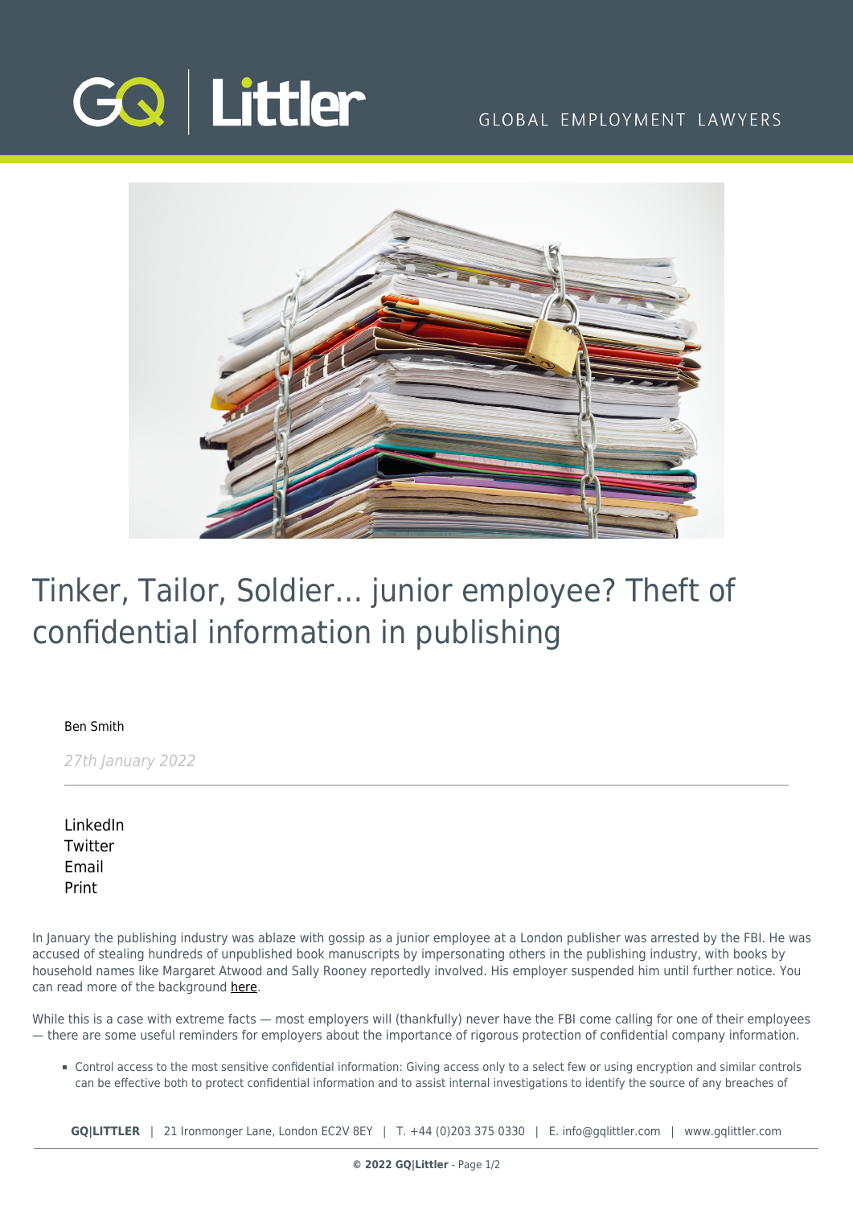# Tinker, Tailor, Soldier… junior employee? Theft of confidential information in publishing

Ben Smith

*27th January 2022*

LinkedIn
Twitter
Email
Print

In January the publishing industry was ablaze with gossip as a junior employee at a London publisher was arrested by the FBI. He was accused of stealing hundreds of unpublished book manuscripts by impersonating others in the publishing industry, with books by household names like Margaret Atwood and Sally Rooney reportedly involved. His employer suspended him until further notice. You can read more of the background here.

While this is a case with extreme facts — most employers will (thankfully) never have the FBI come calling for one of their employees — there are some useful reminders for employers about the importance of rigorous protection of confidential company information.

- Control access to the most sensitive confidential information: Giving access only to a select few or using encryption and similar controls can be effective both to protect confidential information and to assist internal investigations to identify the source of any breaches of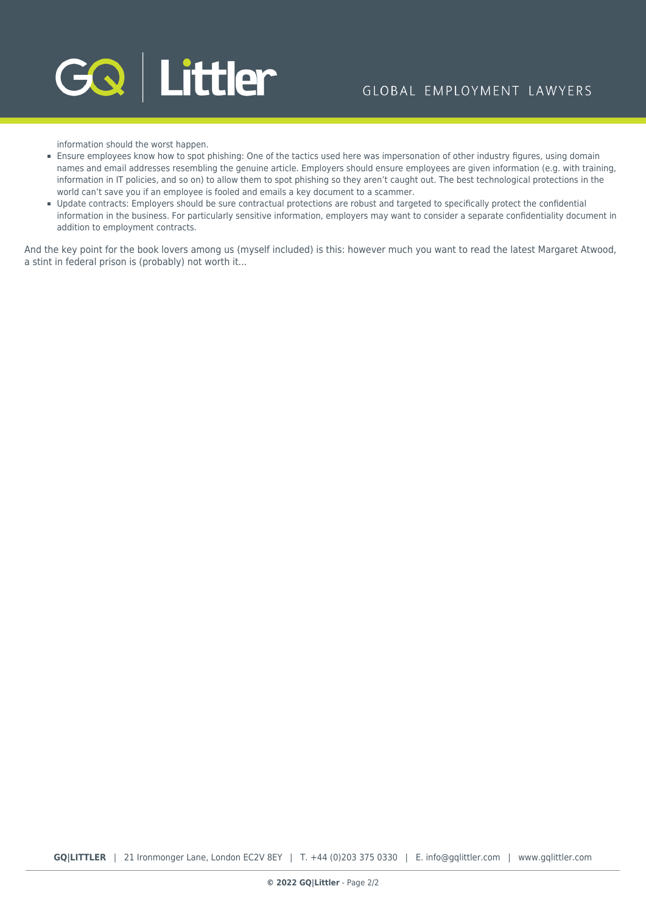information should the worst happen.

- Ensure employees know how to spot phishing: One of the tactics used here was impersonation of other industry figures, using domain names and email addresses resembling the genuine article. Employers should ensure employees are given information (e.g. with training, information in IT policies, and so on) to allow them to spot phishing so they aren't caught out. The best technological protections in the world can't save you if an employee is fooled and emails a key document to a scammer.
- Update contracts: Employers should be sure contractual protections are robust and targeted to specifically protect the confidential information in the business. For particularly sensitive information, employers may want to consider a separate confidentiality document in addition to employment contracts.

And the key point for the book lovers among us (myself included) is this: however much you want to read the latest Margaret Atwood, a stint in federal prison is (probably) not worth it...